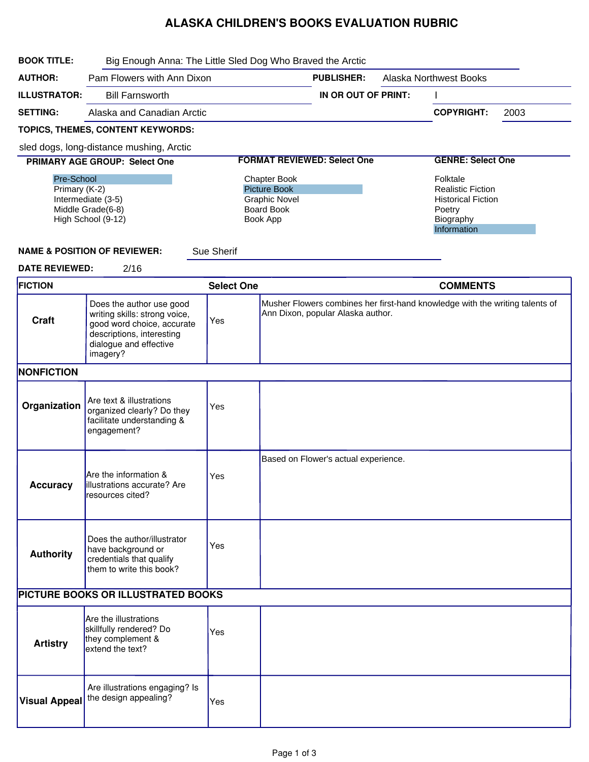# ALASKA CHILDREN'S BOOKS EVALUATION RUBRIC

**BOOK TITLE:** Big Enough Anna: The Little Sled Dog Who Braved the Arctic

**AUTHOR:** Pam Flowers with Ann Dixon

**PUBLISHER:** Alaska Northwest Books

**ILLUSTRATOR:** Bill Farnsworth

**IN OR OUT OF PRINT:** I

**SETTING:** Alaska and Canadian Arctic

**COPYRIGHT:** 2003

**TOPICS, THEMES, CONTENT KEYWORDS:**

sled dogs, long-distance mushing, Arctic

| PRIMARY AGE GROUP: Select One | FORMAT REVIEWED: Select One | GENRE: Select One |
|---|---|---|
| **Pre-School** (selected) | Chapter Book | Folktale |
| Primary (K-2) | **Picture Book** (selected) | Realistic Fiction |
| Intermediate (3-5) | Graphic Novel | Historical Fiction |
| Middle Grade(6-8) | Board Book | Poetry |
| High School (9-12) | Book App | Biography |
| | | **Information** (selected) |

**NAME & POSITION OF REVIEWER:** Sue Sherif

**DATE REVIEWED:** 2/16

| FICTION | | Select One | COMMENTS |
|---|---|---|---|
| **Craft** | Does the author use good writing skills: strong voice, good word choice, accurate descriptions, interesting dialogue and effective imagery? | Yes | Musher Flowers combines her first-hand knowledge with the writing talents of Ann Dixon, popular Alaska author. |
| **NONFICTION** | | | |
| **Organization** | Are text & illustrations organized clearly? Do they facilitate understanding & engagement? | Yes | |
| **Accuracy** | Are the information & illustrations accurate? Are resources cited? | Yes | Based on Flower's actual experience. |
| **Authority** | Does the author/illustrator have background or credentials that qualify them to write this book? | Yes | |
| **PICTURE BOOKS OR ILLUSTRATED BOOKS** | | | |
| **Artistry** | Are the illustrations skillfully rendered? Do they complement & extend the text? | Yes | |
| **Visual Appeal** | Are illustrations engaging? Is the design appealing? | Yes | |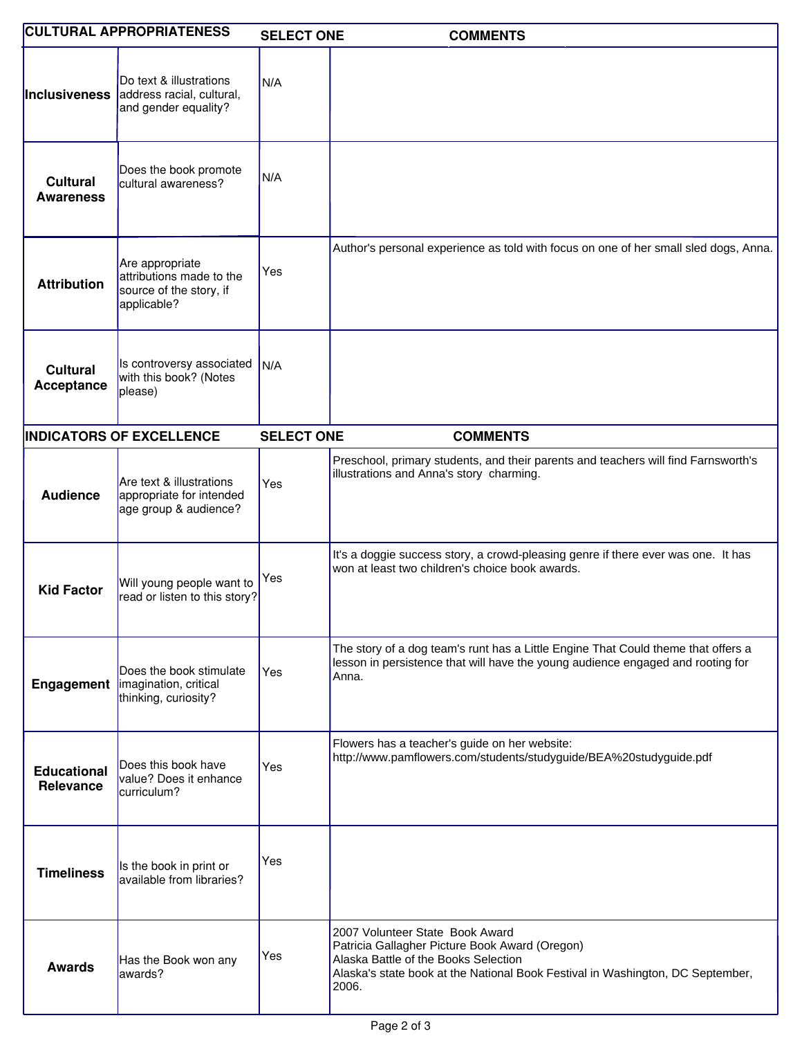| CULTURAL APPROPRIATENESS | | SELECT ONE | COMMENTS |
|---|---|---|---|
| **Inclusiveness** | Do text & illustrations address racial, cultural, and gender equality? | N/A | |
| **Cultural Awareness** | Does the book promote cultural awareness? | N/A | |
| **Attribution** | Are appropriate attributions made to the source of the story, if applicable? | Yes | Author's personal experience as told with focus on one of her small sled dogs, Anna. |
| **Cultural Acceptance** | Is controversy associated with this book? (Notes please) | N/A | |

| INDICATORS OF EXCELLENCE | | SELECT ONE | COMMENTS |
|---|---|---|---|
| **Audience** | Are text & illustrations appropriate for intended age group & audience? | Yes | Preschool, primary students, and their parents and teachers will find Farnsworth's illustrations and Anna's story charming. |
| **Kid Factor** | Will young people want to read or listen to this story? | Yes | It's a doggie success story, a crowd-pleasing genre if there ever was one. It has won at least two children's choice book awards. |
| **Engagement** | Does the book stimulate imagination, critical thinking, curiosity? | Yes | The story of a dog team's runt has a Little Engine That Could theme that offers a lesson in persistence that will have the young audience engaged and rooting for Anna. |
| **Educational Relevance** | Does this book have value? Does it enhance curriculum? | Yes | Flowers has a teacher's guide on her website: http://www.pamflowers.com/students/studyguide/BEA%20studyguide.pdf |
| **Timeliness** | Is the book in print or available from libraries? | Yes | |
| **Awards** | Has the Book won any awards? | Yes | 2007 Volunteer State Book Award<br>Patricia Gallagher Picture Book Award (Oregon)<br>Alaska Battle of the Books Selection<br>Alaska's state book at the National Book Festival in Washington, DC September, 2006. |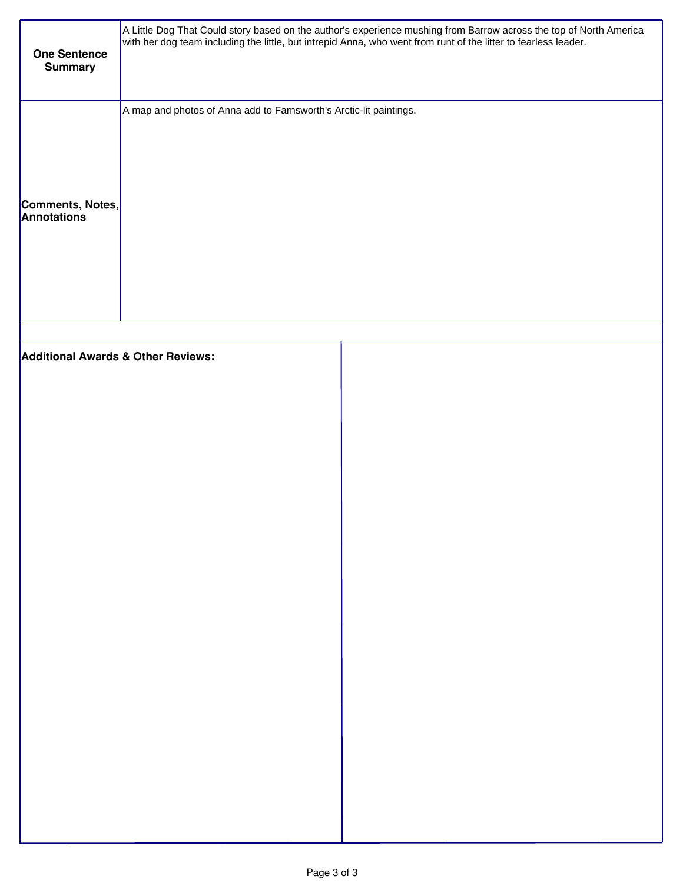| | |
|---|---|
| **One Sentence Summary** | A Little Dog That Could story based on the author's experience mushing from Barrow across the top of North America with her dog team including the little, but intrepid Anna, who went from runt of the litter to fearless leader. |
| **Comments, Notes, Annotations** | A map and photos of Anna add to Farnsworth's Arctic-lit paintings. |

**Additional Awards & Other Reviews:**